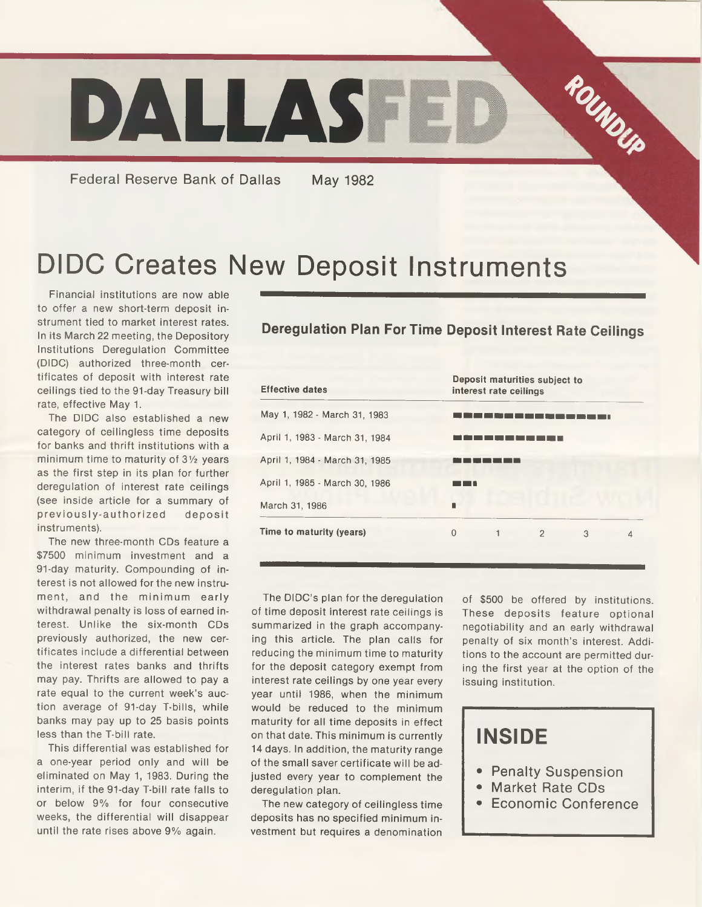# DALLASFED

ROUNDUP

Federal Reserve Bank of Dallas May 1982

# DIDC Creates New Deposit Instruments

Financial institutions are now able to offer a new short-term deposit instrument tied to market interest rates. In its March 22 meeting, the Depository Institutions Deregulation Committee (DIDC) authorized three-month certificates of deposit with interest rate ceilings tied to the 91-day Treasury bill rate, effective May 1.

The DIDC also established a new category of ceilingless time deposits for banks and thrift institutions with a minimum time to maturity of 3½ years as the first step in its plan for further deregulation of interest rate ceilings (see inside article for a summary of previously-authorized deposit instruments).

The new three-month CDs feature a $7500 minimum investment and a 91-day maturity. Compounding of interest is not allowed for the new instrument, and the minimum early withdrawal penalty is loss of earned interest. Unlike the six-month CDs previously authorized, the new certificates include a differential between the interest rates banks and thrifts may pay. Thrifts are allowed to pay a rate equal to the current week's auction average of 91-day T-bills, while banks may pay up to 25 basis points less than the T-bill rate.

This differential was established for a one-year period only and will be eliminated on May 1, 1983. During the interim, if the 91-day T-bill rate falls to or below 9% for four consecutive weeks, the differential will disappear until the rate rises above 9% again.

## Deregulation Plan For Time Deposit Interest Rate Ceilings

| Effective dates | Deposit maturities subject to interest rate ceilings |
|---|---|
| May 1, 1982 - March 31, 1983 | ▬▬▬▬▬▬▬▬▬▬▬▬▬▬▬▬ |
| April 1, 1983 - March 31, 1984 | ▬▬▬▬▬▬▬▬▬▬▬▬ |
| April 1, 1984 - March 31, 1985 | ▬▬▬▬▬▬▬▬ |
| April 1, 1985 - March 30, 1986 | ▬▬▬▬ |
| March 31, 1986 | ▬ |
| **Time to maturity (years)** | 0 1 2 3 4 |

The DIDC's plan for the deregulation of time deposit interest rate ceilings is summarized in the graph accompanying this article. The plan calls for reducing the minimum time to maturity for the deposit category exempt from interest rate ceilings by one year every year until 1986, when the minimum would be reduced to the minimum maturity for all time deposits in effect on that date. This minimum is currently 14 days. In addition, the maturity range of the small saver certificate will be adjusted every year to complement the deregulation plan.

The new category of ceilingless time deposits has no specified minimum investment but requires a denomination of $500 be offered by institutions. These deposits feature optional negotiability and an early withdrawal penalty of six month's interest. Additions to the account are permitted during the first year at the option of the issuing institution.

## INSIDE

- Penalty Suspension
- Market Rate CDs
- Economic Conference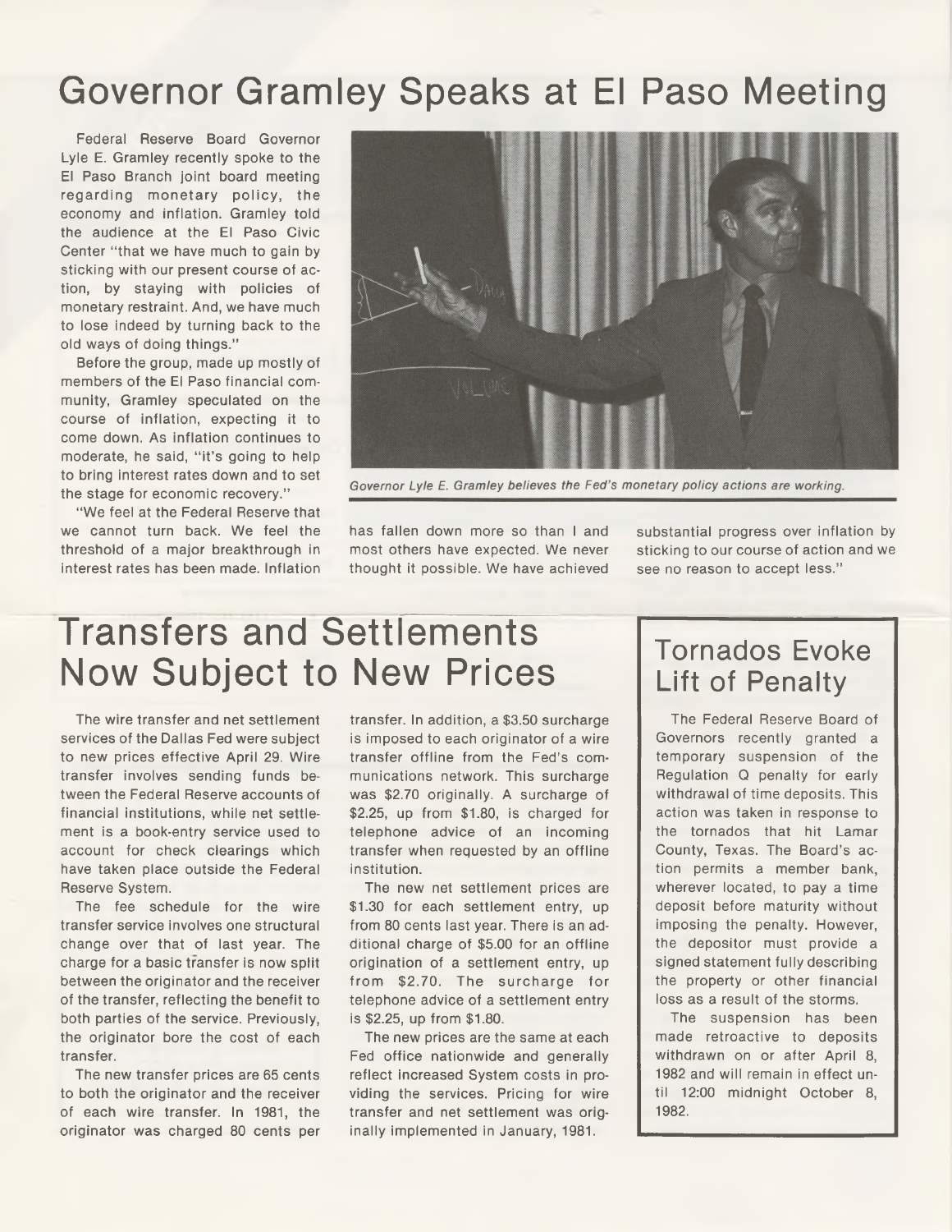# Governor Gramley Speaks at El Paso Meeting

Federal Reserve Board Governor Lyle E. Gramley recently spoke to the El Paso Branch joint board meeting regarding monetary policy, the economy and inflation. Gramley told the audience at the El Paso Civic Center "that we have much to gain by sticking with our present course of action, by staying with policies of monetary restraint. And, we have much to lose indeed by turning back to the old ways of doing things."

Before the group, made up mostly of members of the El Paso financial community, Gramley speculated on the course of inflation, expecting it to come down. As inflation continues to moderate, he said, "it's going to help to bring interest rates down and to set the stage for economic recovery."

"We feel at the Federal Reserve that we cannot turn back. We feel the threshold of a major breakthrough in interest rates has been made. Inflation has fallen down more so than I and most others have expected. We never thought it possible. We have achieved substantial progress over inflation by sticking to our course of action and we see no reason to accept less."

*Governor Lyle E. Gramley believes the Fed's monetary policy actions are working.*

# Transfers and Settlements Now Subject to New Prices

The wire transfer and net settlement services of the Dallas Fed were subject to new prices effective April 29. Wire transfer involves sending funds between the Federal Reserve accounts of financial institutions, while net settlement is a book-entry service used to account for check clearings which have taken place outside the Federal Reserve System.

The fee schedule for the wire transfer service involves one structural change over that of last year. The charge for a basic transfer is now split between the originator and the receiver of the transfer, reflecting the benefit to both parties of the service. Previously, the originator bore the cost of each transfer.

The new transfer prices are 65 cents to both the originator and the receiver of each wire transfer. In 1981, the originator was charged 80 cents per transfer. In addition, a $3.50 surcharge is imposed to each originator of a wire transfer offline from the Fed's communications network. This surcharge was $2.70 originally. A surcharge of $2.25, up from $1.80, is charged for telephone advice of an incoming transfer when requested by an offline institution.

The new net settlement prices are $1.30 for each settlement entry, up from 80 cents last year. There is an additional charge of $5.00 for an offline origination of a settlement entry, up from $2.70. The surcharge for telephone advice of a settlement entry is $2.25, up from $1.80.

The new prices are the same at each Fed office nationwide and generally reflect increased System costs in providing the services. Pricing for wire transfer and net settlement was originally implemented in January, 1981.

## Tornados Evoke Lift of Penalty

The Federal Reserve Board of Governors recently granted a temporary suspension of the Regulation Q penalty for early withdrawal of time deposits. This action was taken in response to the tornados that hit Lamar County, Texas. The Board's action permits a member bank, wherever located, to pay a time deposit before maturity without imposing the penalty. However, the depositor must provide a signed statement fully describing the property or other financial loss as a result of the storms.

The suspension has been made retroactive to deposits withdrawn on or after April 8, 1982 and will remain in effect until 12:00 midnight October 8, 1982.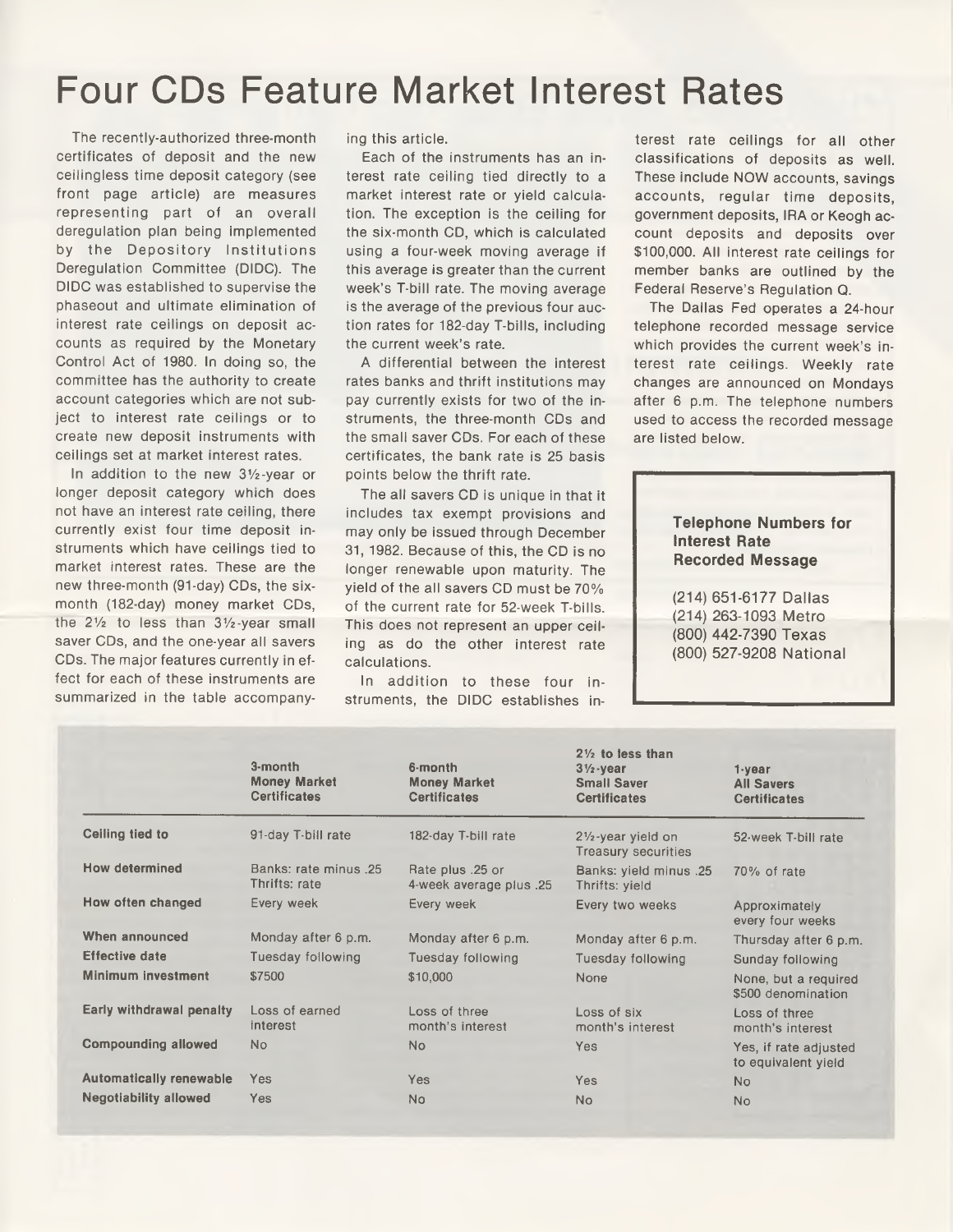# Four CDs Feature Market Interest Rates

The recently-authorized three-month certificates of deposit and the new ceilingless time deposit category (see front page article) are measures representing part of an overall deregulation plan being implemented by the Depository Institutions Deregulation Committee (DIDC). The DIDC was established to supervise the phaseout and ultimate elimination of interest rate ceilings on deposit accounts as required by the Monetary Control Act of 1980. In doing so, the committee has the authority to create account categories which are not subject to interest rate ceilings or to create new deposit instruments with ceilings set at market interest rates.

In addition to the new 3½-year or longer deposit category which does not have an interest rate ceiling, there currently exist four time deposit instruments which have ceilings tied to market interest rates. These are the new three-month (91-day) CDs, the six-month (182-day) money market CDs, the 2½ to less than 3½-year small saver CDs, and the one-year all savers CDs. The major features currently in effect for each of these instruments are summarized in the table accompanying this article.

Each of the instruments has an interest rate ceiling tied directly to a market interest rate or yield calculation. The exception is the ceiling for the six-month CD, which is calculated using a four-week moving average if this average is greater than the current week's T-bill rate. The moving average is the average of the previous four auction rates for 182-day T-bills, including the current week's rate.

A differential between the interest rates banks and thrift institutions may pay currently exists for two of the instruments, the three-month CDs and the small saver CDs. For each of these certificates, the bank rate is 25 basis points below the thrift rate.

The all savers CD is unique in that it includes tax exempt provisions and may only be issued through December 31, 1982. Because of this, the CD is no longer renewable upon maturity. The yield of the all savers CD must be 70% of the current rate for 52-week T-bills. This does not represent an upper ceiling as do the other interest rate calculations.

In addition to these four instruments, the DIDC establishes interest rate ceilings for all other classifications of deposits as well. These include NOW accounts, savings accounts, regular time deposits, government deposits, IRA or Keogh account deposits and deposits over $100,000. All interest rate ceilings for member banks are outlined by the Federal Reserve's Regulation Q.

The Dallas Fed operates a 24-hour telephone recorded message service which provides the current week's interest rate ceilings. Weekly rate changes are announced on Mondays after 6 p.m. The telephone numbers used to access the recorded message are listed below.

**Telephone Numbers for Interest Rate Recorded Message**

(214) 651-6177 Dallas
(214) 263-1093 Metro
(800) 442-7390 Texas
(800) 527-9208 National

| | 3-month Money Market Certificates | 6-month Money Market Certificates | 2½ to less than 3½-year Small Saver Certificates | 1-year All Savers Certificates |
|---|---|---|---|---|
| **Ceiling tied to** | 91-day T-bill rate | 182-day T-bill rate | 2½-year yield on Treasury securities | 52-week T-bill rate |
| **How determined** | Banks: rate minus .25 Thrifts: rate | Rate plus .25 or 4-week average plus .25 | Banks: yield minus .25 Thrifts: yield | 70% of rate |
| **How often changed** | Every week | Every week | Every two weeks | Approximately every four weeks |
| **When announced** | Monday after 6 p.m. | Monday after 6 p.m. | Monday after 6 p.m. | Thursday after 6 p.m. |
| **Effective date** | Tuesday following | Tuesday following | Tuesday following | Sunday following |
| **Minimum investment** | $7500 | $10,000 | None | None, but a required $500 denomination |
| **Early withdrawal penalty** | Loss of earned interest | Loss of three month's interest | Loss of six month's interest | Loss of three month's interest |
| **Compounding allowed** | No | No | Yes | Yes, if rate adjusted to equivalent yield |
| **Automatically renewable** | Yes | Yes | Yes | No |
| **Negotiability allowed** | Yes | No | No | No |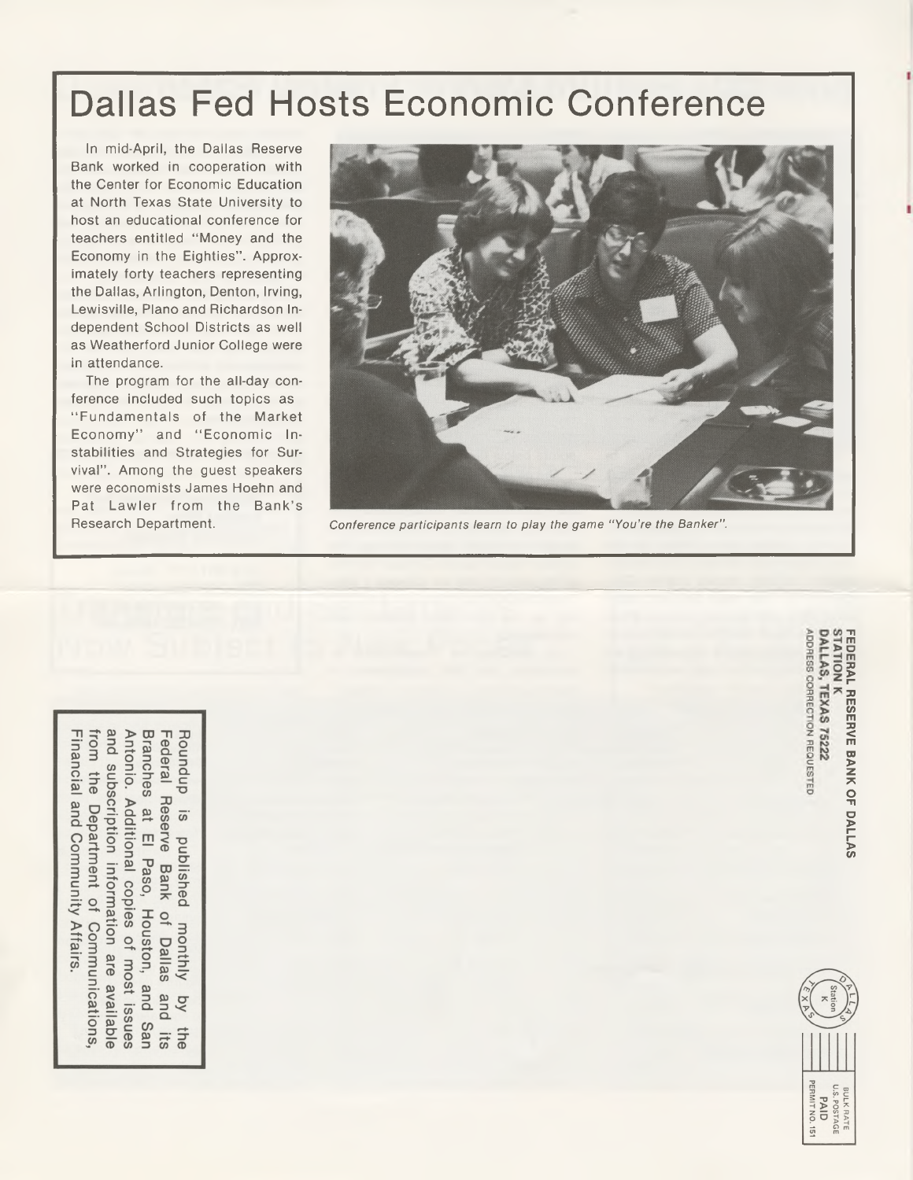# Dallas Fed Hosts Economic Conference

In mid-April, the Dallas Reserve Bank worked in cooperation with the Center for Economic Education at North Texas State University to host an educational conference for teachers entitled "Money and the Economy in the Eighties". Approximately forty teachers representing the Dallas, Arlington, Denton, Irving, Lewisville, Plano and Richardson Independent School Districts as well as Weatherford Junior College were in attendance.

The program for the all-day conference included such topics as "Fundamentals of the Market Economy" and "Economic Instabilities and Strategies for Survival". Among the guest speakers were economists James Hoehn and Pat Lawler from the Bank's Research Department.

*Conference participants learn to play the game "You're the Banker".*

Roundup is published monthly by the Federal Reserve Bank of Dallas and its Branches at El Paso, Houston, and San Antonio. Additional copies of most issues and subscription information are available from the Department of Communications, Financial and Community Affairs.

**FEDERAL RESERVE BANK OF DALLAS**
**STATION K**
**DALLAS, TEXAS 75222**
ADDRESS CORRECTION REQUESTED

DALLAS Station K TEXAS

BULK RATE
U.S. POSTAGE
PAID
PERMIT NO. 151